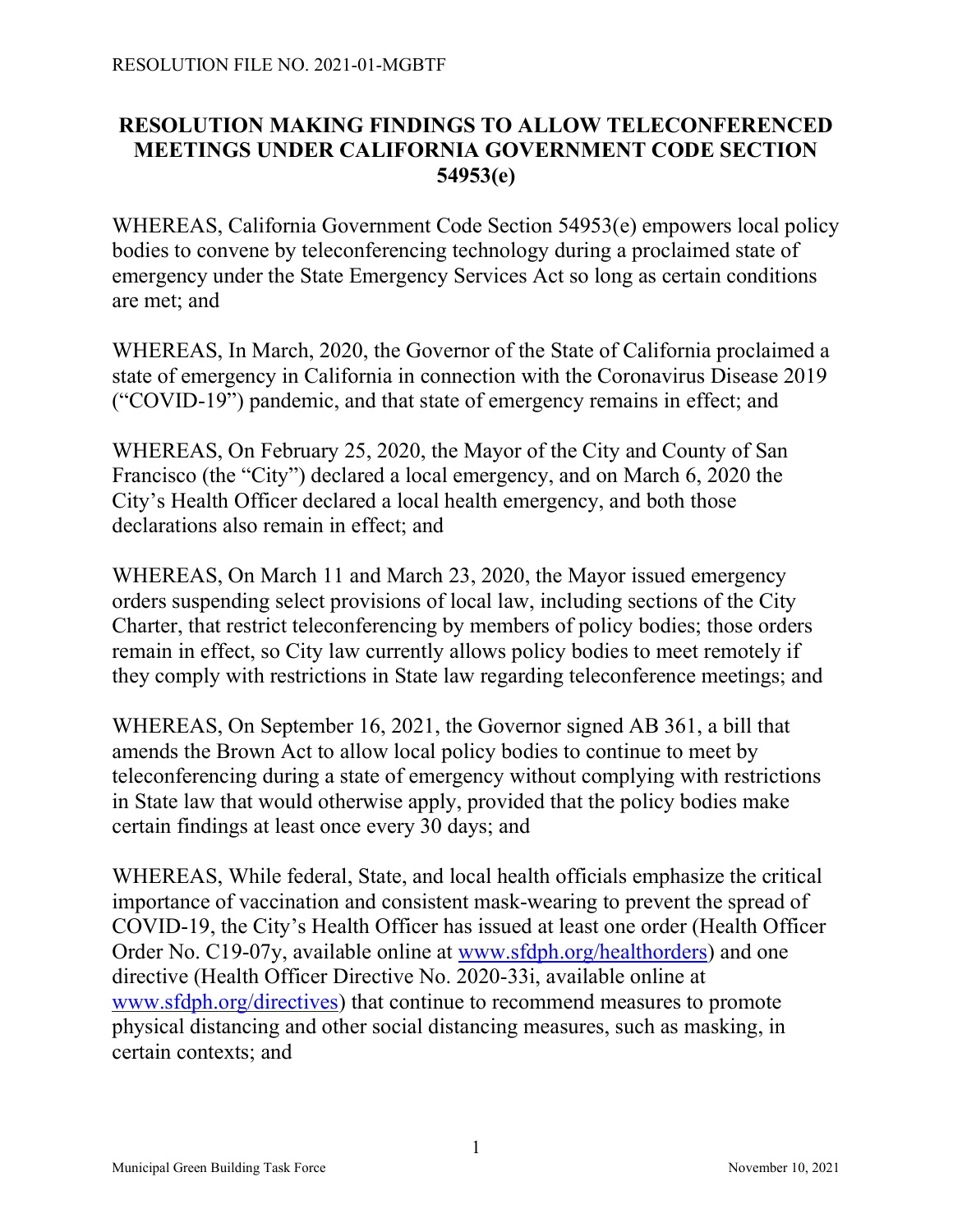RESOLUTION FILE NO. 2021-01-MGBTF

# RESOLUTION MAKING FINDINGS TO ALLOW TELECONFERENCED MEETINGS UNDER CALIFORNIA GOVERNMENT CODE SECTION 54953(e)

WHEREAS, California Government Code Section 54953(e) empowers local policy bodies to convene by teleconferencing technology during a proclaimed state of emergency under the State Emergency Services Act so long as certain conditions are met; and

WHEREAS, In March, 2020, the Governor of the State of California proclaimed a state of emergency in California in connection with the Coronavirus Disease 2019 ("COVID-19") pandemic, and that state of emergency remains in effect; and

WHEREAS, On February 25, 2020, the Mayor of the City and County of San Francisco (the "City") declared a local emergency, and on March 6, 2020 the City's Health Officer declared a local health emergency, and both those declarations also remain in effect; and

WHEREAS, On March 11 and March 23, 2020, the Mayor issued emergency orders suspending select provisions of local law, including sections of the City Charter, that restrict teleconferencing by members of policy bodies; those orders remain in effect, so City law currently allows policy bodies to meet remotely if they comply with restrictions in State law regarding teleconference meetings; and

WHEREAS, On September 16, 2021, the Governor signed AB 361, a bill that amends the Brown Act to allow local policy bodies to continue to meet by teleconferencing during a state of emergency without complying with restrictions in State law that would otherwise apply, provided that the policy bodies make certain findings at least once every 30 days; and

WHEREAS, While federal, State, and local health officials emphasize the critical importance of vaccination and consistent mask-wearing to prevent the spread of COVID-19, the City's Health Officer has issued at least one order (Health Officer Order No. C19-07y, available online at www.sfdph.org/healthorders) and one directive (Health Officer Directive No. 2020-33i, available online at www.sfdph.org/directives) that continue to recommend measures to promote physical distancing and other social distancing measures, such as masking, in certain contexts; and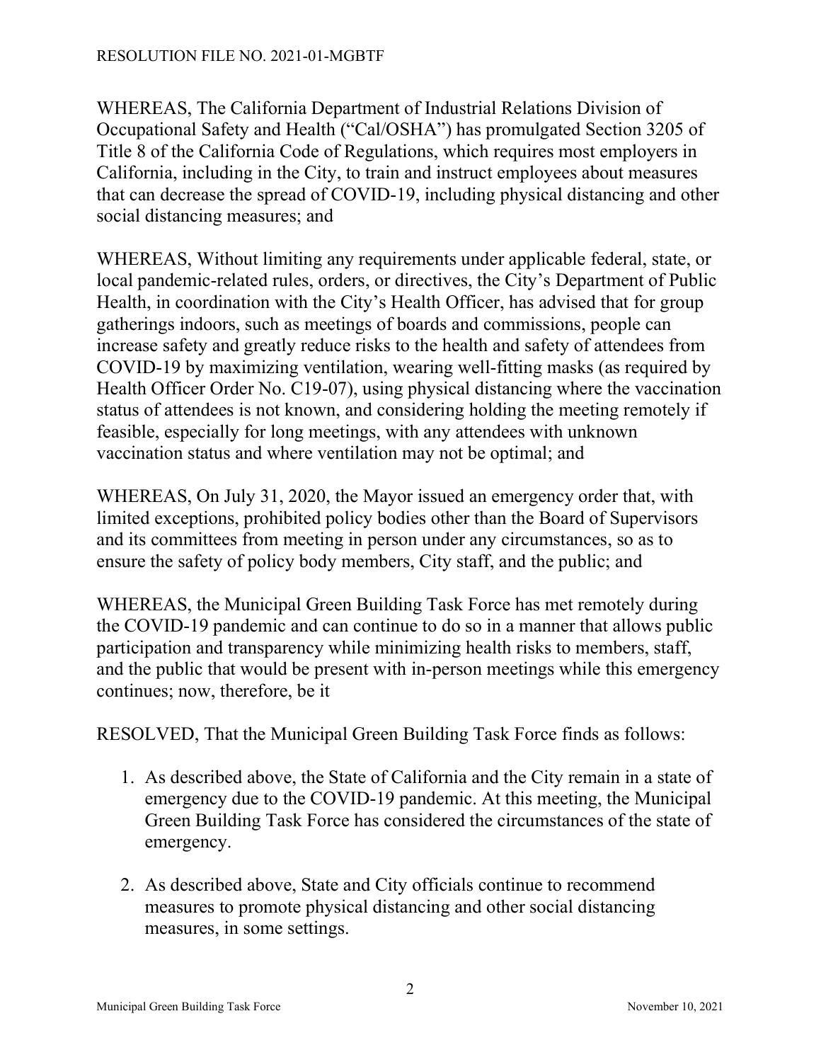WHEREAS, The California Department of Industrial Relations Division of Occupational Safety and Health ("Cal/OSHA") has promulgated Section 3205 of Title 8 of the California Code of Regulations, which requires most employers in California, including in the City, to train and instruct employees about measures that can decrease the spread of COVID-19, including physical distancing and other social distancing measures; and

WHEREAS, Without limiting any requirements under applicable federal, state, or local pandemic-related rules, orders, or directives, the City's Department of Public Health, in coordination with the City's Health Officer, has advised that for group gatherings indoors, such as meetings of boards and commissions, people can increase safety and greatly reduce risks to the health and safety of attendees from COVID-19 by maximizing ventilation, wearing well-fitting masks (as required by Health Officer Order No. C19-07), using physical distancing where the vaccination status of attendees is not known, and considering holding the meeting remotely if feasible, especially for long meetings, with any attendees with unknown vaccination status and where ventilation may not be optimal; and

WHEREAS, On July 31, 2020, the Mayor issued an emergency order that, with limited exceptions, prohibited policy bodies other than the Board of Supervisors and its committees from meeting in person under any circumstances, so as to ensure the safety of policy body members, City staff, and the public; and

WHEREAS, the Municipal Green Building Task Force has met remotely during the COVID-19 pandemic and can continue to do so in a manner that allows public participation and transparency while minimizing health risks to members, staff, and the public that would be present with in-person meetings while this emergency continues; now, therefore, be it

RESOLVED, That the Municipal Green Building Task Force finds as follows:

1. As described above, the State of California and the City remain in a state of emergency due to the COVID-19 pandemic. At this meeting, the Municipal Green Building Task Force has considered the circumstances of the state of emergency.

2. As described above, State and City officials continue to recommend measures to promote physical distancing and other social distancing measures, in some settings.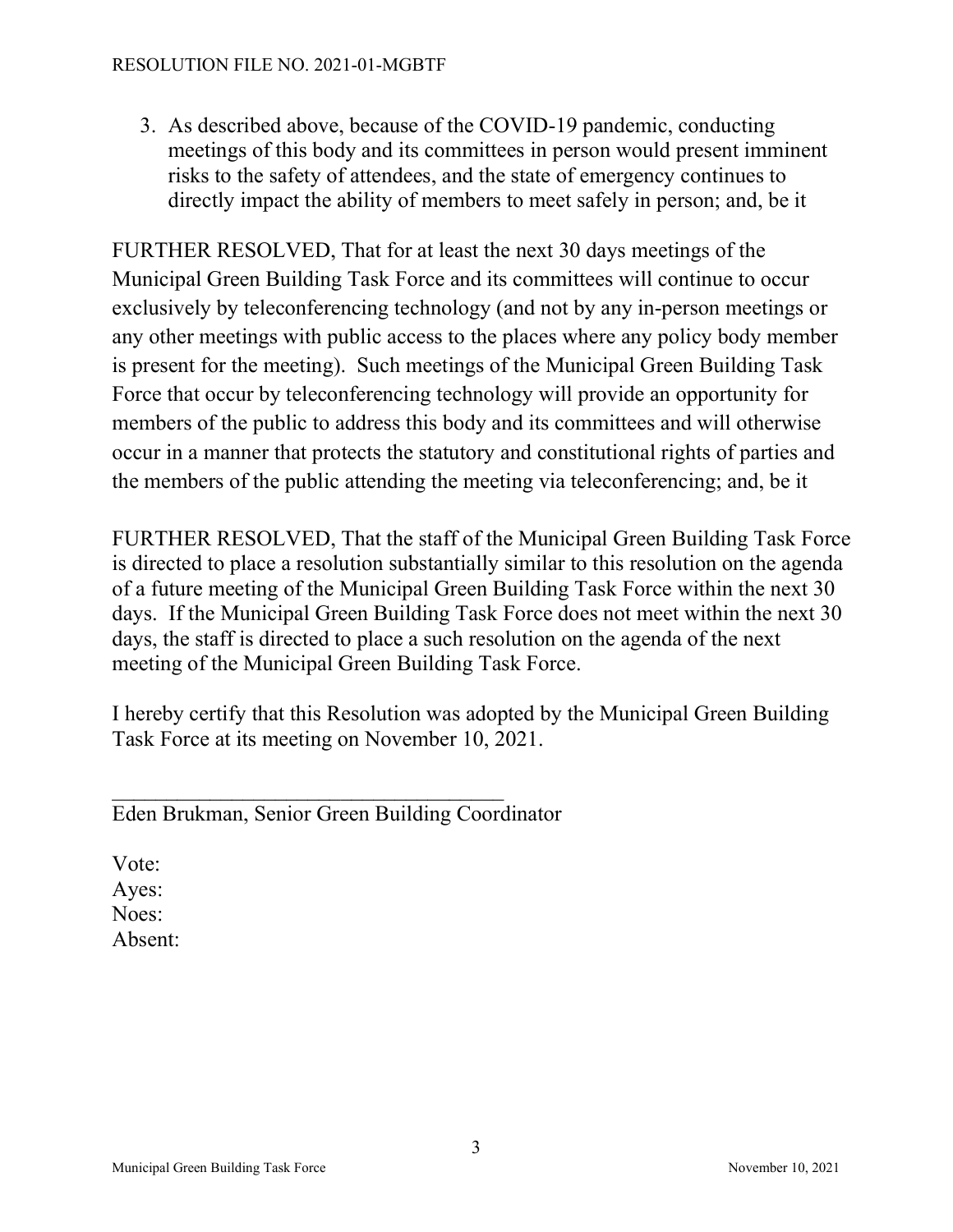3. As described above, because of the COVID-19 pandemic, conducting meetings of this body and its committees in person would present imminent risks to the safety of attendees, and the state of emergency continues to directly impact the ability of members to meet safely in person; and, be it

FURTHER RESOLVED, That for at least the next 30 days meetings of the Municipal Green Building Task Force and its committees will continue to occur exclusively by teleconferencing technology (and not by any in-person meetings or any other meetings with public access to the places where any policy body member is present for the meeting). Such meetings of the Municipal Green Building Task Force that occur by teleconferencing technology will provide an opportunity for members of the public to address this body and its committees and will otherwise occur in a manner that protects the statutory and constitutional rights of parties and the members of the public attending the meeting via teleconferencing; and, be it

FURTHER RESOLVED, That the staff of the Municipal Green Building Task Force is directed to place a resolution substantially similar to this resolution on the agenda of a future meeting of the Municipal Green Building Task Force within the next 30 days. If the Municipal Green Building Task Force does not meet within the next 30 days, the staff is directed to place a such resolution on the agenda of the next meeting of the Municipal Green Building Task Force.

I hereby certify that this Resolution was adopted by the Municipal Green Building Task Force at its meeting on November 10, 2021.

\_\_\_\_\_\_\_\_\_\_\_\_\_\_\_\_\_\_\_\_\_\_\_\_\_\_\_\_\_\_\_\_\_\_\_\_\_\_

Eden Brukman, Senior Green Building Coordinator

Vote:
Ayes:
Noes:
Absent: